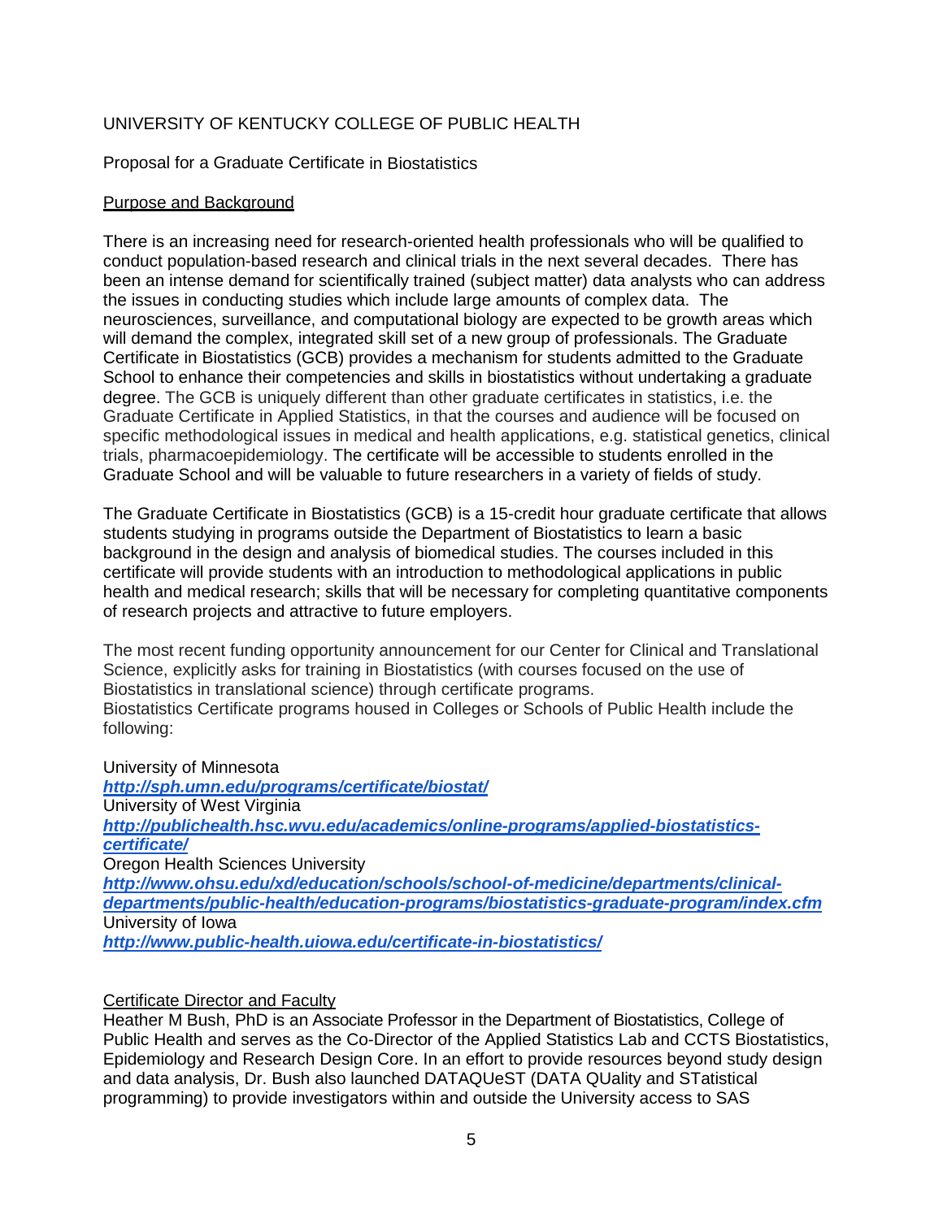UNIVERSITY OF KENTUCKY COLLEGE OF PUBLIC HEALTH

Proposal for a Graduate Certificate in Biostatistics

<u>Purpose and Background</u>

There is an increasing need for research-oriented health professionals who will be qualified to conduct population-based research and clinical trials in the next several decades. There has been an intense demand for scientifically trained (subject matter) data analysts who can address the issues in conducting studies which include large amounts of complex data. The neurosciences, surveillance, and computational biology are expected to be growth areas which will demand the complex, integrated skill set of a new group of professionals. The Graduate Certificate in Biostatistics (GCB) provides a mechanism for students admitted to the Graduate School to enhance their competencies and skills in biostatistics without undertaking a graduate degree. The GCB is uniquely different than other graduate certificates in statistics, i.e. the Graduate Certificate in Applied Statistics, in that the courses and audience will be focused on specific methodological issues in medical and health applications, e.g. statistical genetics, clinical trials, pharmacoepidemiology. The certificate will be accessible to students enrolled in the Graduate School and will be valuable to future researchers in a variety of fields of study.

The Graduate Certificate in Biostatistics (GCB) is a 15-credit hour graduate certificate that allows students studying in programs outside the Department of Biostatistics to learn a basic background in the design and analysis of biomedical studies. The courses included in this certificate will provide students with an introduction to methodological applications in public health and medical research; skills that will be necessary for completing quantitative components of research projects and attractive to future employers.

The most recent funding opportunity announcement for our Center for Clinical and Translational Science, explicitly asks for training in Biostatistics (with courses focused on the use of Biostatistics in translational science) through certificate programs.
Biostatistics Certificate programs housed in Colleges or Schools of Public Health include the following:

University of Minnesota
***http://sph.umn.edu/programs/certificate/biostat/***
University of West Virginia
***http://publichealth.hsc.wvu.edu/academics/online-programs/applied-biostatistics-certificate/***
Oregon Health Sciences University
***http://www.ohsu.edu/xd/education/schools/school-of-medicine/departments/clinical-departments/public-health/education-programs/biostatistics-graduate-program/index.cfm***
University of Iowa
***http://www.public-health.uiowa.edu/certificate-in-biostatistics/***

<u>Certificate Director and Faculty</u>
Heather M Bush, PhD is an Associate Professor in the Department of Biostatistics, College of Public Health and serves as the Co-Director of the Applied Statistics Lab and CCTS Biostatistics, Epidemiology and Research Design Core. In an effort to provide resources beyond study design and data analysis, Dr. Bush also launched DATAQUeST (DATA QUality and STatistical programming) to provide investigators within and outside the University access to SAS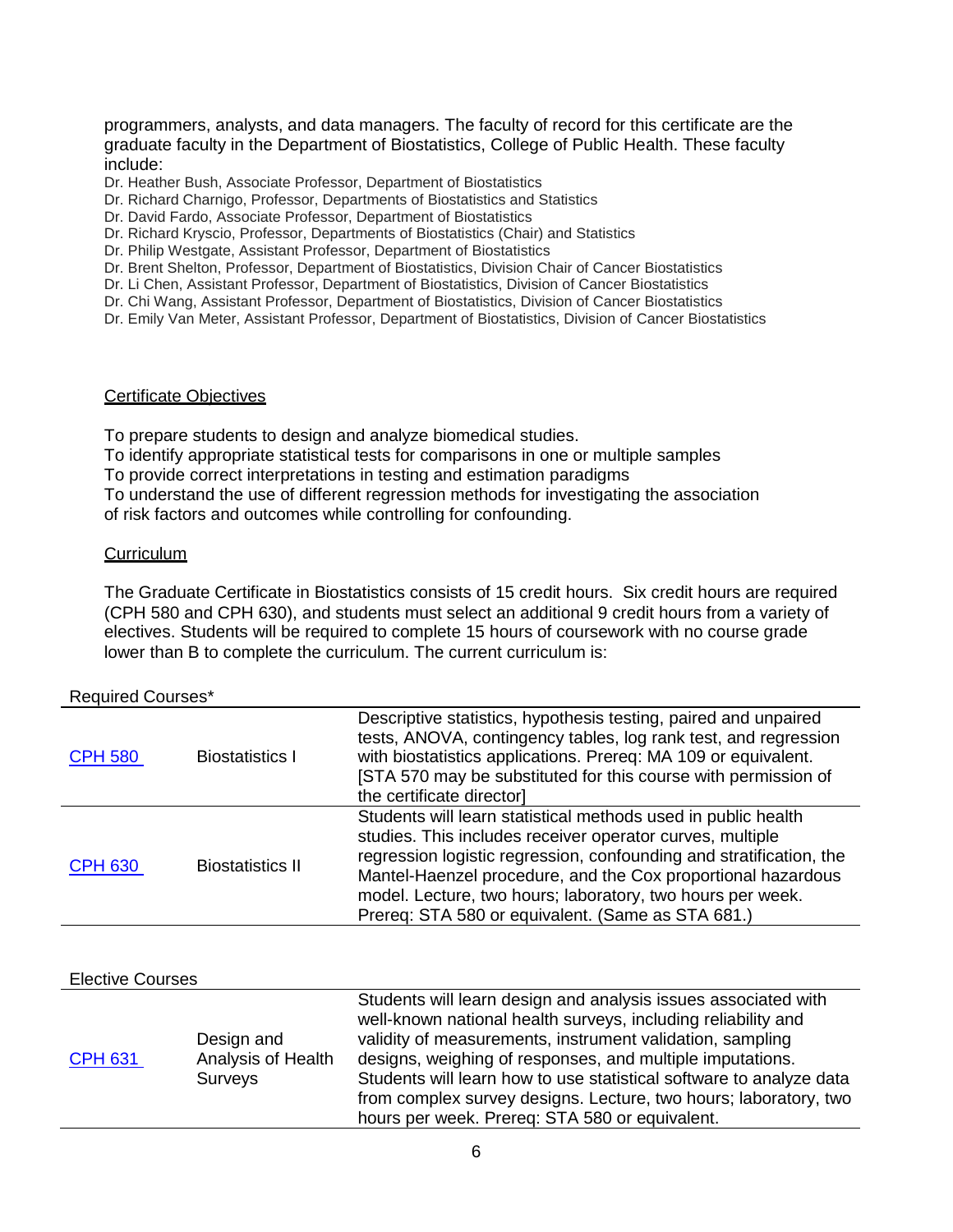programmers, analysts, and data managers. The faculty of record for this certificate are the graduate faculty in the Department of Biostatistics, College of Public Health. These faculty include:

Dr. Heather Bush, Associate Professor, Department of Biostatistics
Dr. Richard Charnigo, Professor, Departments of Biostatistics and Statistics
Dr. David Fardo, Associate Professor, Department of Biostatistics
Dr. Richard Kryscio, Professor, Departments of Biostatistics (Chair) and Statistics
Dr. Philip Westgate, Assistant Professor, Department of Biostatistics
Dr. Brent Shelton, Professor, Department of Biostatistics, Division Chair of Cancer Biostatistics
Dr. Li Chen, Assistant Professor, Department of Biostatistics, Division of Cancer Biostatistics
Dr. Chi Wang, Assistant Professor, Department of Biostatistics, Division of Cancer Biostatistics
Dr. Emily Van Meter, Assistant Professor, Department of Biostatistics, Division of Cancer Biostatistics

## Certificate Objectives

To prepare students to design and analyze biomedical studies.
To identify appropriate statistical tests for comparisons in one or multiple samples
To provide correct interpretations in testing and estimation paradigms
To understand the use of different regression methods for investigating the association of risk factors and outcomes while controlling for confounding.

## Curriculum

The Graduate Certificate in Biostatistics consists of 15 credit hours. Six credit hours are required (CPH 580 and CPH 630), and students must select an additional 9 credit hours from a variety of electives. Students will be required to complete 15 hours of coursework with no course grade lower than B to complete the curriculum. The current curriculum is:

Required Courses*

| | | |
|---|---|---|
| CPH 580 | Biostatistics I | Descriptive statistics, hypothesis testing, paired and unpaired tests, ANOVA, contingency tables, log rank test, and regression with biostatistics applications. Prereq: MA 109 or equivalent. [STA 570 may be substituted for this course with permission of the certificate director] |
| CPH 630 | Biostatistics II | Students will learn statistical methods used in public health studies. This includes receiver operator curves, multiple regression logistic regression, confounding and stratification, the Mantel-Haenzel procedure, and the Cox proportional hazardous model. Lecture, two hours; laboratory, two hours per week. Prereq: STA 580 or equivalent. (Same as STA 681.) |

Elective Courses

| | | |
|---|---|---|
| CPH 631 | Design and Analysis of Health Surveys | Students will learn design and analysis issues associated with well-known national health surveys, including reliability and validity of measurements, instrument validation, sampling designs, weighing of responses, and multiple imputations. Students will learn how to use statistical software to analyze data from complex survey designs. Lecture, two hours; laboratory, two hours per week. Prereq: STA 580 or equivalent. |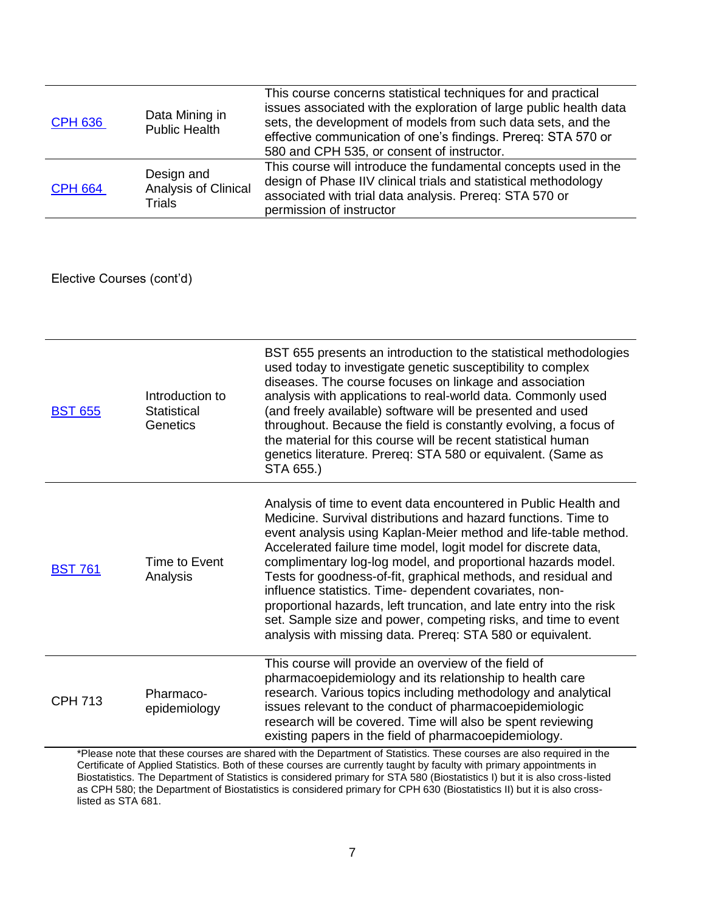| | | |
|---|---|---|
| CPH 636 | Data Mining in Public Health | This course concerns statistical techniques for and practical issues associated with the exploration of large public health data sets, the development of models from such data sets, and the effective communication of one's findings. Prereq: STA 570 or 580 and CPH 535, or consent of instructor. |
| CPH 664 | Design and Analysis of Clinical Trials | This course will introduce the fundamental concepts used in the design of Phase IIV clinical trials and statistical methodology associated with trial data analysis. Prereq: STA 570 or permission of instructor |

Elective Courses (cont'd)

| | | |
|---|---|---|
| BST 655 | Introduction to Statistical Genetics | BST 655 presents an introduction to the statistical methodologies used today to investigate genetic susceptibility to complex diseases. The course focuses on linkage and association analysis with applications to real-world data. Commonly used (and freely available) software will be presented and used throughout. Because the field is constantly evolving, a focus of the material for this course will be recent statistical human genetics literature. Prereq: STA 580 or equivalent. (Same as STA 655.) |
| BST 761 | Time to Event Analysis | Analysis of time to event data encountered in Public Health and Medicine. Survival distributions and hazard functions. Time to event analysis using Kaplan-Meier method and life-table method. Accelerated failure time model, logit model for discrete data, complimentary log-log model, and proportional hazards model. Tests for goodness-of-fit, graphical methods, and residual and influence statistics. Time- dependent covariates, non-proportional hazards, left truncation, and late entry into the risk set. Sample size and power, competing risks, and time to event analysis with missing data. Prereq: STA 580 or equivalent. |
| CPH 713 | Pharmaco-epidemiology | This course will provide an overview of the field of pharmacoepidemiology and its relationship to health care research. Various topics including methodology and analytical issues relevant to the conduct of pharmacoepidemiologic research will be covered. Time will also be spent reviewing existing papers in the field of pharmacoepidemiology. |

*Please note that these courses are shared with the Department of Statistics. These courses are also required in the Certificate of Applied Statistics. Both of these courses are currently taught by faculty with primary appointments in Biostatistics. The Department of Statistics is considered primary for STA 580 (Biostatistics I) but it is also cross-listed as CPH 580; the Department of Biostatistics is considered primary for CPH 630 (Biostatistics II) but it is also cross-listed as STA 681.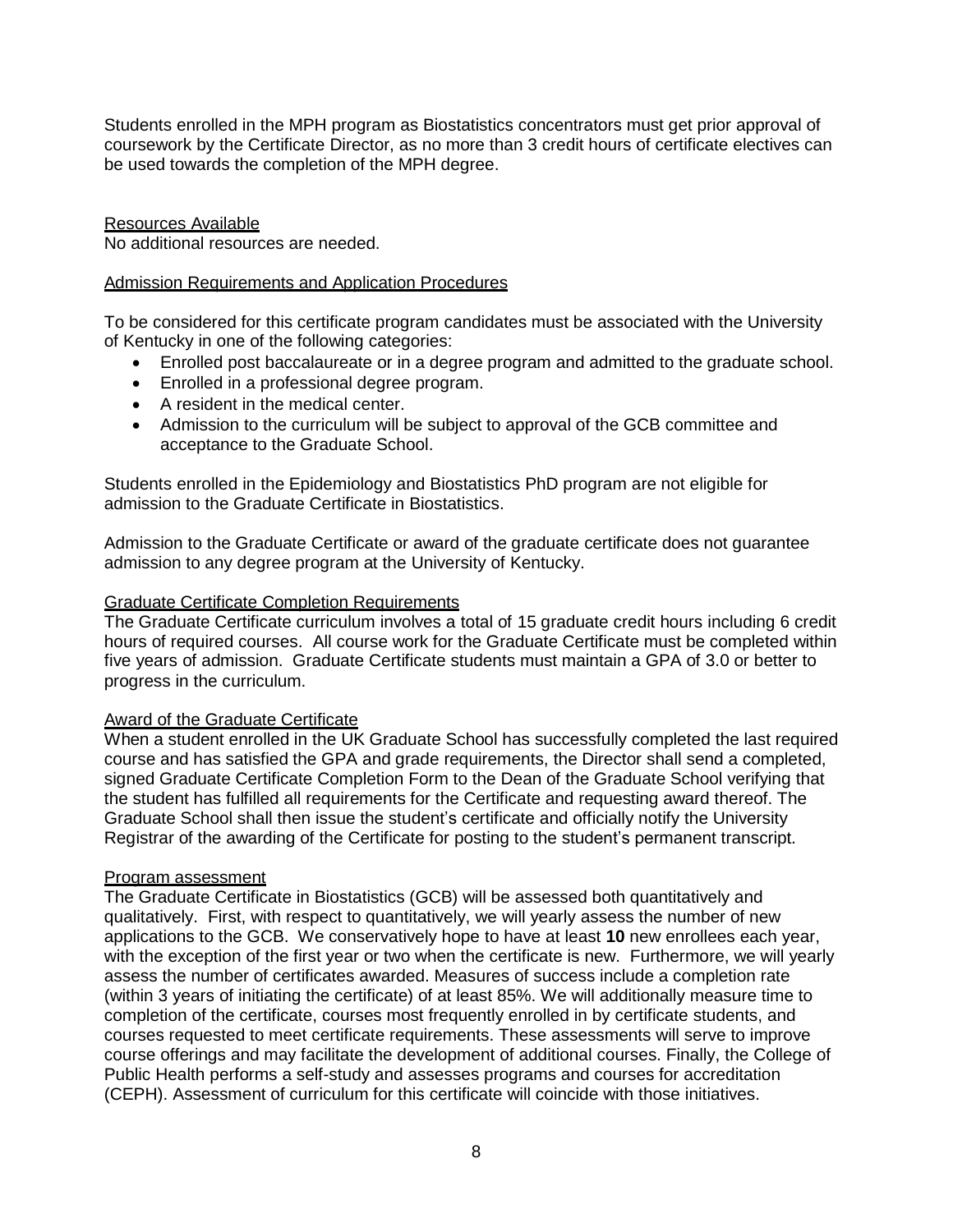Students enrolled in the MPH program as Biostatistics concentrators must get prior approval of coursework by the Certificate Director, as no more than 3 credit hours of certificate electives can be used towards the completion of the MPH degree.

## Resources Available

No additional resources are needed.

## Admission Requirements and Application Procedures

To be considered for this certificate program candidates must be associated with the University of Kentucky in one of the following categories:

- Enrolled post baccalaureate or in a degree program and admitted to the graduate school.
- Enrolled in a professional degree program.
- A resident in the medical center.
- Admission to the curriculum will be subject to approval of the GCB committee and acceptance to the Graduate School.

Students enrolled in the Epidemiology and Biostatistics PhD program are not eligible for admission to the Graduate Certificate in Biostatistics.

Admission to the Graduate Certificate or award of the graduate certificate does not guarantee admission to any degree program at the University of Kentucky.

## Graduate Certificate Completion Requirements

The Graduate Certificate curriculum involves a total of 15 graduate credit hours including 6 credit hours of required courses. All course work for the Graduate Certificate must be completed within five years of admission. Graduate Certificate students must maintain a GPA of 3.0 or better to progress in the curriculum.

## Award of the Graduate Certificate

When a student enrolled in the UK Graduate School has successfully completed the last required course and has satisfied the GPA and grade requirements, the Director shall send a completed, signed Graduate Certificate Completion Form to the Dean of the Graduate School verifying that the student has fulfilled all requirements for the Certificate and requesting award thereof. The Graduate School shall then issue the student's certificate and officially notify the University Registrar of the awarding of the Certificate for posting to the student's permanent transcript.

## Program assessment

The Graduate Certificate in Biostatistics (GCB) will be assessed both quantitatively and qualitatively. First, with respect to quantitatively, we will yearly assess the number of new applications to the GCB. We conservatively hope to have at least **10** new enrollees each year, with the exception of the first year or two when the certificate is new. Furthermore, we will yearly assess the number of certificates awarded. Measures of success include a completion rate (within 3 years of initiating the certificate) of at least 85%. We will additionally measure time to completion of the certificate, courses most frequently enrolled in by certificate students, and courses requested to meet certificate requirements. These assessments will serve to improve course offerings and may facilitate the development of additional courses. Finally, the College of Public Health performs a self-study and assesses programs and courses for accreditation (CEPH). Assessment of curriculum for this certificate will coincide with those initiatives.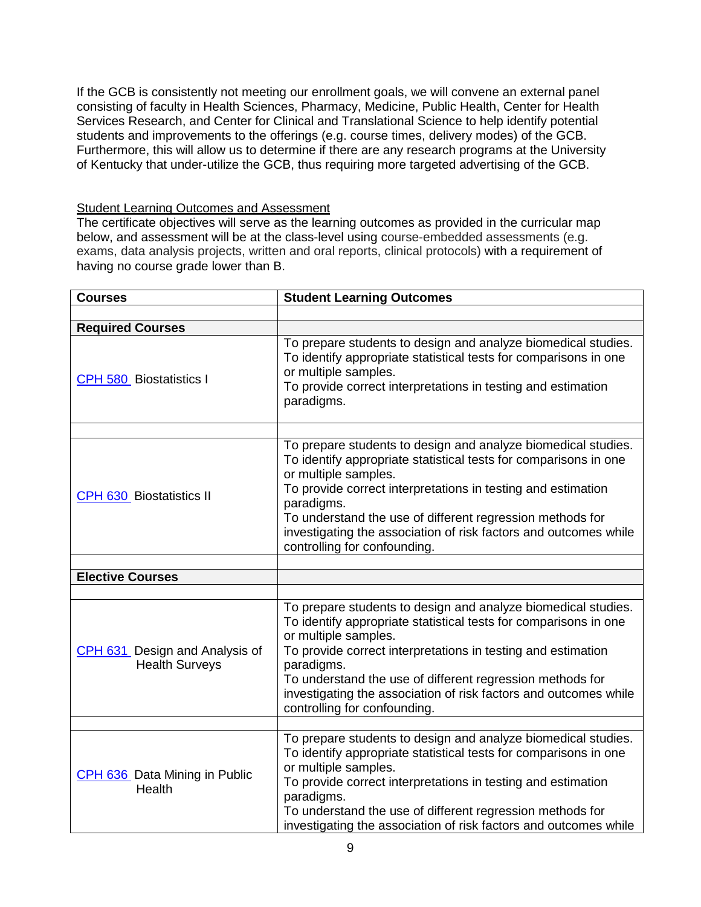If the GCB is consistently not meeting our enrollment goals, we will convene an external panel consisting of faculty in Health Sciences, Pharmacy, Medicine, Public Health, Center for Health Services Research, and Center for Clinical and Translational Science to help identify potential students and improvements to the offerings (e.g. course times, delivery modes) of the GCB. Furthermore, this will allow us to determine if there are any research programs at the University of Kentucky that under-utilize the GCB, thus requiring more targeted advertising of the GCB.

Student Learning Outcomes and Assessment

The certificate objectives will serve as the learning outcomes as provided in the curricular map below, and assessment will be at the class-level using course-embedded assessments (e.g. exams, data analysis projects, written and oral reports, clinical protocols) with a requirement of having no course grade lower than B.

| Courses | Student Learning Outcomes |
|---|---|
| | |
| **Required Courses** | |
| CPH 580 Biostatistics I | To prepare students to design and analyze biomedical studies.<br>To identify appropriate statistical tests for comparisons in one or multiple samples.<br>To provide correct interpretations in testing and estimation paradigms. |
| | |
| CPH 630 Biostatistics II | To prepare students to design and analyze biomedical studies.<br>To identify appropriate statistical tests for comparisons in one or multiple samples.<br>To provide correct interpretations in testing and estimation paradigms.<br>To understand the use of different regression methods for investigating the association of risk factors and outcomes while controlling for confounding. |
| | |
| **Elective Courses** | |
| | |
| CPH 631 Design and Analysis of Health Surveys | To prepare students to design and analyze biomedical studies.<br>To identify appropriate statistical tests for comparisons in one or multiple samples.<br>To provide correct interpretations in testing and estimation paradigms.<br>To understand the use of different regression methods for investigating the association of risk factors and outcomes while controlling for confounding. |
| | |
| CPH 636 Data Mining in Public Health | To prepare students to design and analyze biomedical studies.<br>To identify appropriate statistical tests for comparisons in one or multiple samples.<br>To provide correct interpretations in testing and estimation paradigms.<br>To understand the use of different regression methods for investigating the association of risk factors and outcomes while |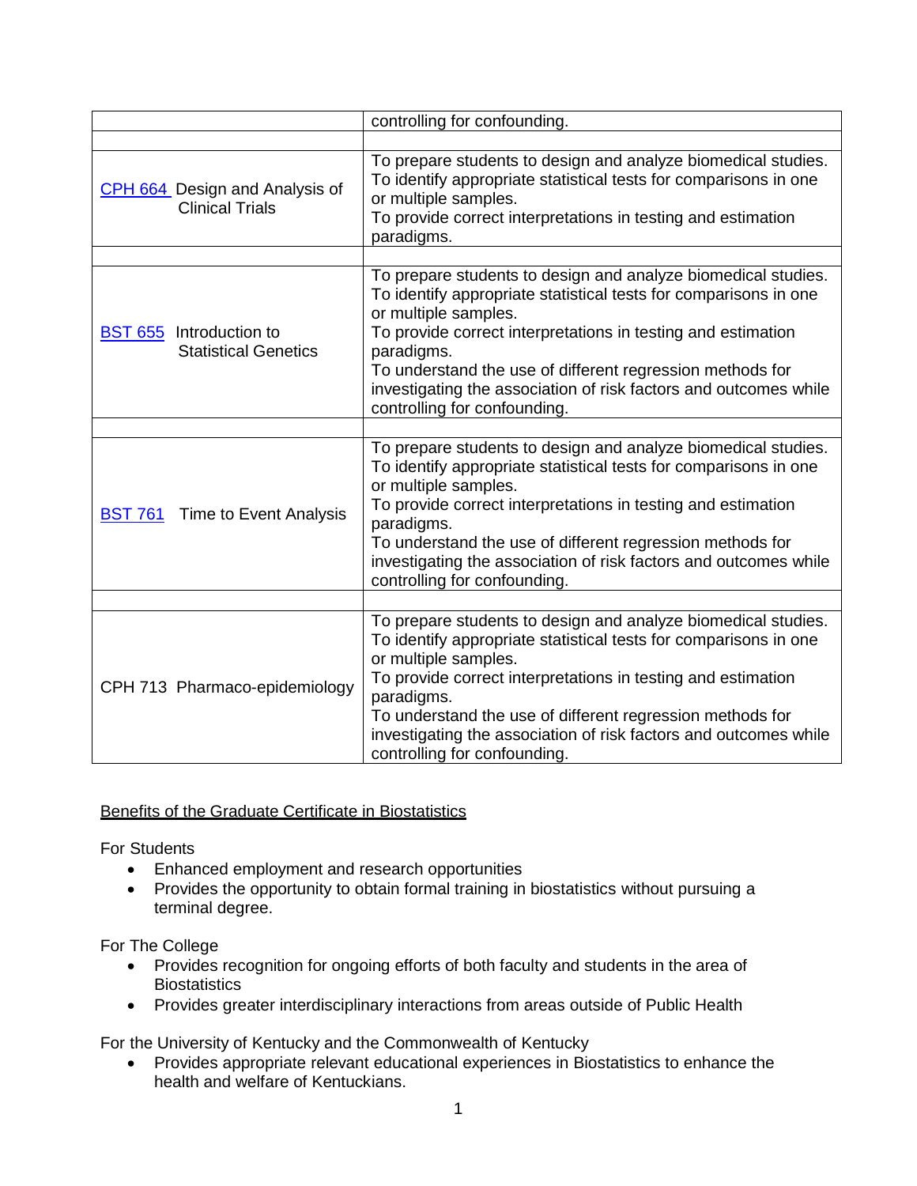| | |
|---|---|
| | controlling for confounding. |
| | |
| CPH 664 Design and Analysis of Clinical Trials | To prepare students to design and analyze biomedical studies.<br>To identify appropriate statistical tests for comparisons in one or multiple samples.<br>To provide correct interpretations in testing and estimation paradigms. |
| | |
| BST 655 Introduction to Statistical Genetics | To prepare students to design and analyze biomedical studies.<br>To identify appropriate statistical tests for comparisons in one or multiple samples.<br>To provide correct interpretations in testing and estimation paradigms.<br>To understand the use of different regression methods for investigating the association of risk factors and outcomes while controlling for confounding. |
| | |
| BST 761 Time to Event Analysis | To prepare students to design and analyze biomedical studies.<br>To identify appropriate statistical tests for comparisons in one or multiple samples.<br>To provide correct interpretations in testing and estimation paradigms.<br>To understand the use of different regression methods for investigating the association of risk factors and outcomes while controlling for confounding. |
| | |
| CPH 713 Pharmaco-epidemiology | To prepare students to design and analyze biomedical studies.<br>To identify appropriate statistical tests for comparisons in one or multiple samples.<br>To provide correct interpretations in testing and estimation paradigms.<br>To understand the use of different regression methods for investigating the association of risk factors and outcomes while controlling for confounding. |

Benefits of the Graduate Certificate in Biostatistics

For Students

- Enhanced employment and research opportunities
- Provides the opportunity to obtain formal training in biostatistics without pursuing a terminal degree.

For The College

- Provides recognition for ongoing efforts of both faculty and students in the area of Biostatistics
- Provides greater interdisciplinary interactions from areas outside of Public Health

For the University of Kentucky and the Commonwealth of Kentucky

- Provides appropriate relevant educational experiences in Biostatistics to enhance the health and welfare of Kentuckians.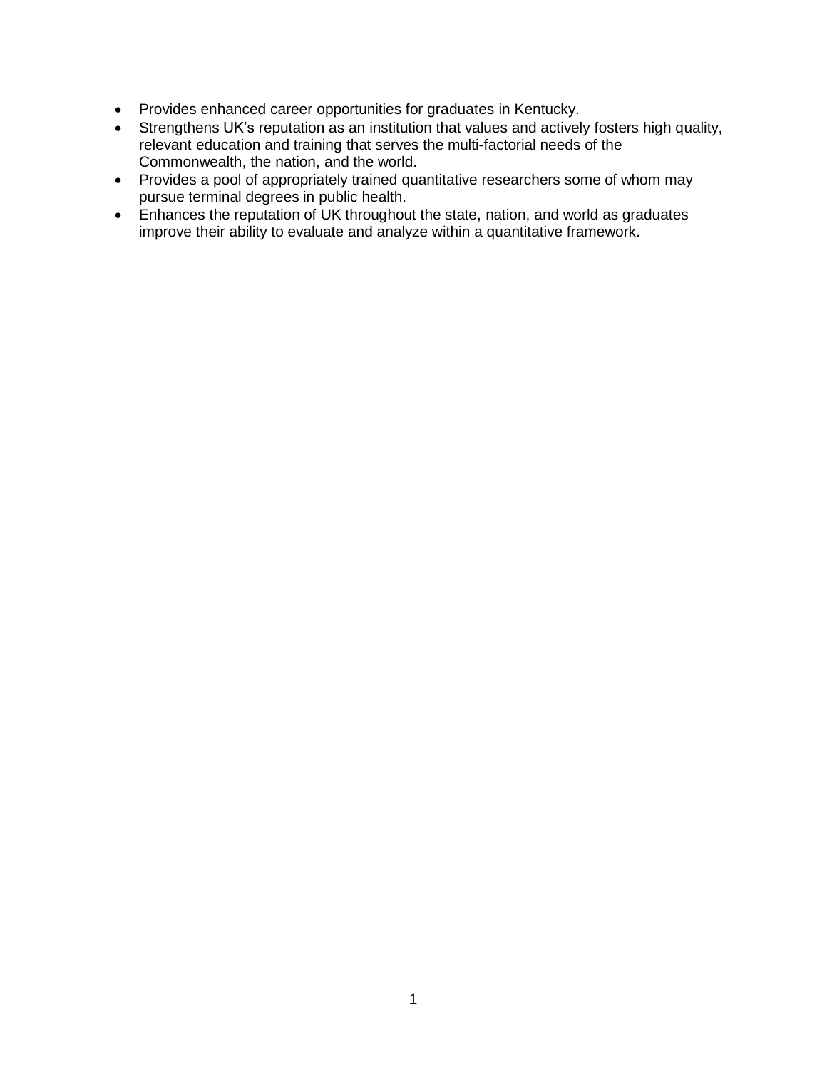- Provides enhanced career opportunities for graduates in Kentucky.
- Strengthens UK's reputation as an institution that values and actively fosters high quality, relevant education and training that serves the multi-factorial needs of the Commonwealth, the nation, and the world.
- Provides a pool of appropriately trained quantitative researchers some of whom may pursue terminal degrees in public health.
- Enhances the reputation of UK throughout the state, nation, and world as graduates improve their ability to evaluate and analyze within a quantitative framework.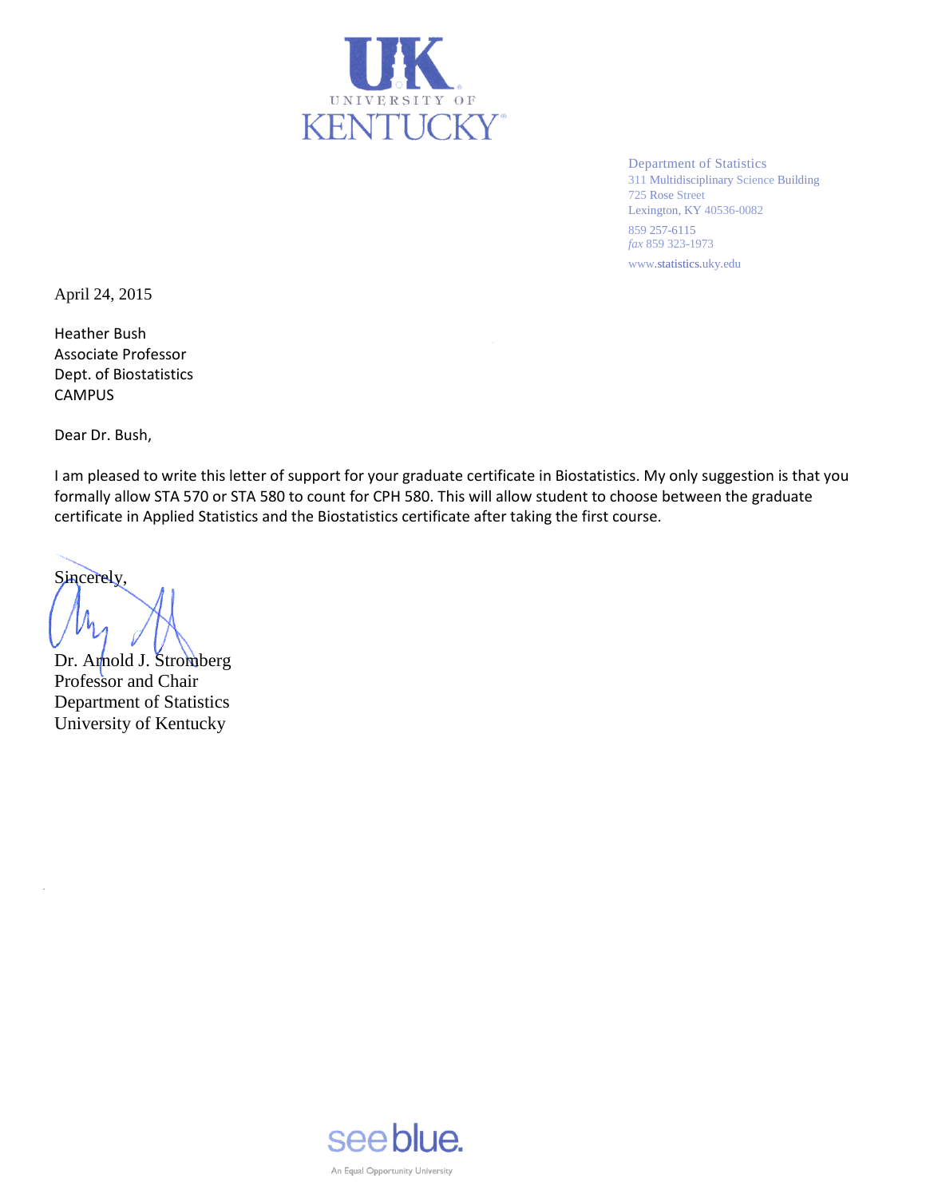UNIVERSITY OF KENTUCKY

Department of Statistics
311 Multidisciplinary Science Building
725 Rose Street
Lexington, KY 40536-0082

859 257-6115
*fax* 859 323-1973

www.statistics.uky.edu

April 24, 2015

Heather Bush
Associate Professor
Dept. of Biostatistics
CAMPUS

Dear Dr. Bush,

I am pleased to write this letter of support for your graduate certificate in Biostatistics. My only suggestion is that you formally allow STA 570 or STA 580 to count for CPH 580. This will allow student to choose between the graduate certificate in Applied Statistics and the Biostatistics certificate after taking the first course.

Sincerely,

Dr. Arnold J. Stromberg
Professor and Chair
Department of Statistics
University of Kentucky

see blue.

An Equal Opportunity University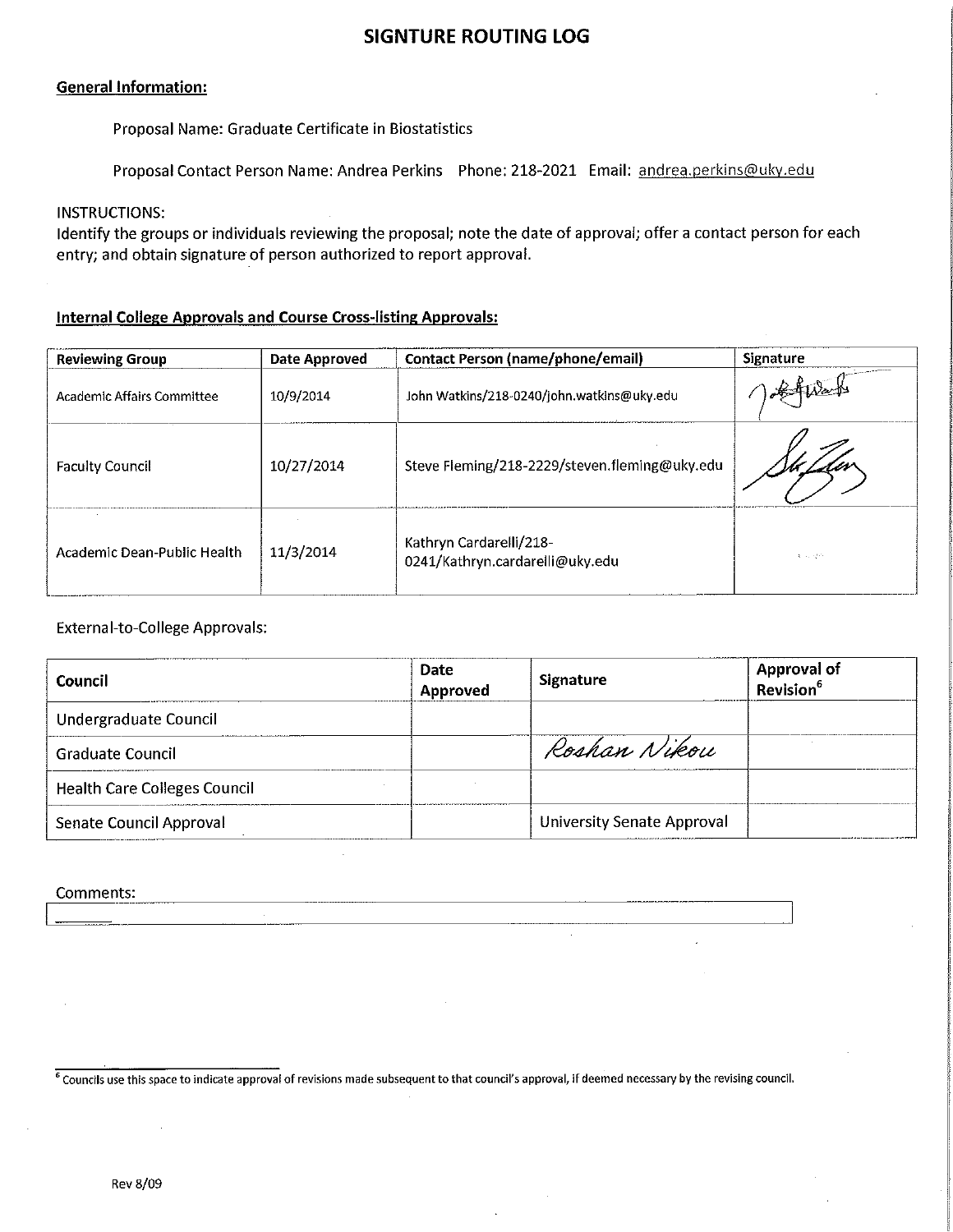# SIGNTURE ROUTING LOG

**General Information:**

Proposal Name: Graduate Certificate in Biostatistics

Proposal Contact Person Name: Andrea Perkins Phone: 218-2021 Email: andrea.perkins@uky.edu

INSTRUCTIONS:
Identify the groups or individuals reviewing the proposal; note the date of approval; offer a contact person for each entry; and obtain signature of person authorized to report approval.

**Internal College Approvals and Course Cross-listing Approvals:**

| Reviewing Group | Date Approved | Contact Person (name/phone/email) | Signature |
|---|---|---|---|
| Academic Affairs Committee | 10/9/2014 | John Watkins/218-0240/john.watkins@uky.edu | [signature] |
| Faculty Council | 10/27/2014 | Steve Fleming/218-2229/steven.fleming@uky.edu | [signature] |
| Academic Dean-Public Health | 11/3/2014 | Kathryn Cardarelli/218-0241/Kathryn.cardarelli@uky.edu | |

External-to-College Approvals:

| Council | Date Approved | Signature | Approval of Revision[6] |
|---|---|---|---|
| Undergraduate Council | | | |
| Graduate Council | | Roshan Nikou | |
| Health Care Colleges Council | | | |
| Senate Council Approval | | University Senate Approval | |

Comments:

[6] Councils use this space to indicate approval of revisions made subsequent to that council's approval, if deemed necessary by the revising council.

Rev 8/09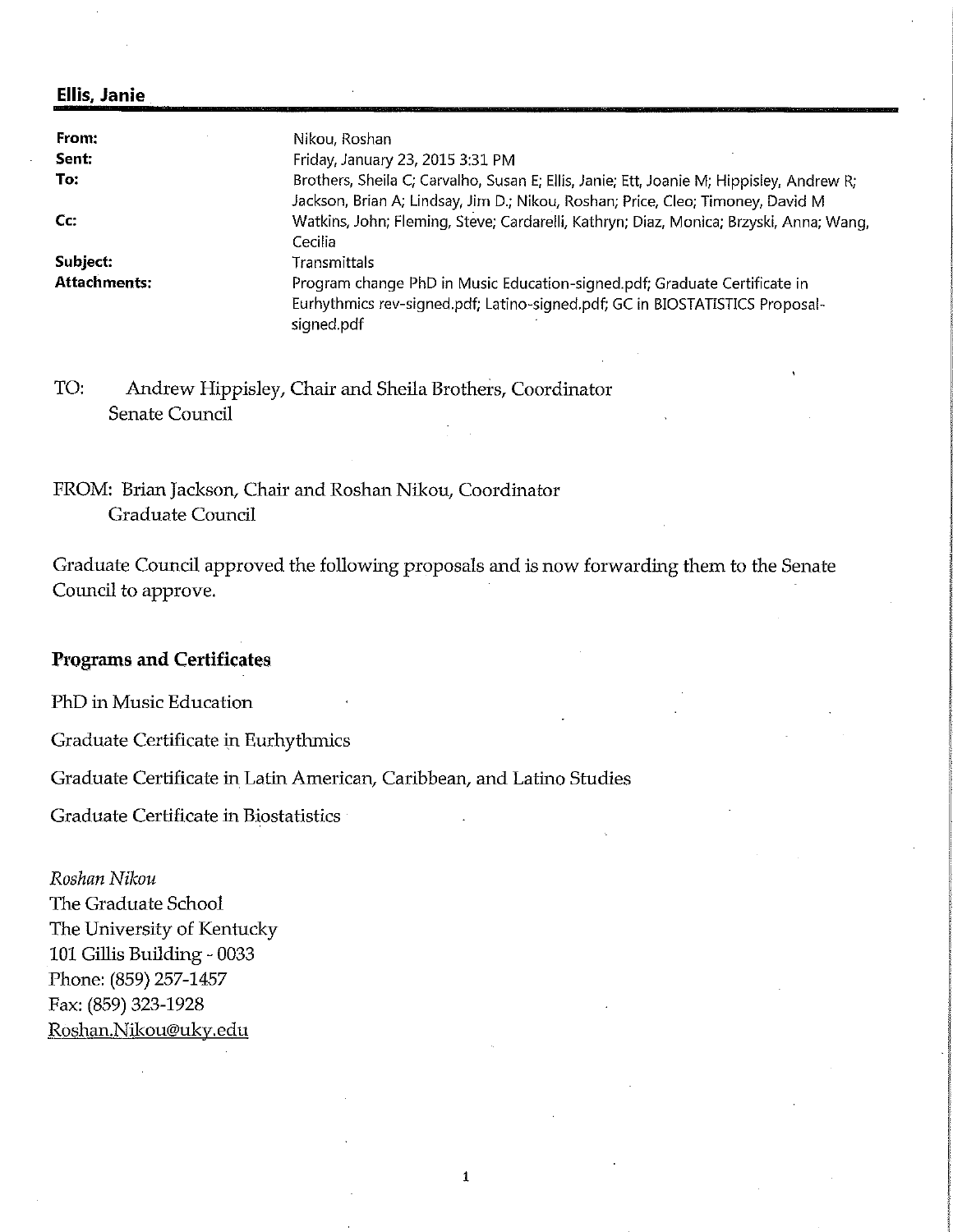**Ellis, Janie**

| | |
|---|---|
| **From:** | Nikou, Roshan |
| **Sent:** | Friday, January 23, 2015 3:31 PM |
| **To:** | Brothers, Sheila C; Carvalho, Susan E; Ellis, Janie; Ett, Joanie M; Hippisley, Andrew R; Jackson, Brian A; Lindsay, Jim D.; Nikou, Roshan; Price, Cleo; Timoney, David M |
| **Cc:** | Watkins, John; Fleming, Steve; Cardarelli, Kathryn; Diaz, Monica; Brzyski, Anna; Wang, Cecilia |
| **Subject:** | Transmittals |
| **Attachments:** | Program change PhD in Music Education-signed.pdf; Graduate Certificate in Eurhythmics rev-signed.pdf; Latino-signed.pdf; GC in BIOSTATISTICS Proposal-signed.pdf |

TO: Andrew Hippisley, Chair and Sheila Brothers, Coordinator
Senate Council

FROM: Brian Jackson, Chair and Roshan Nikou, Coordinator
Graduate Council

Graduate Council approved the following proposals and is now forwarding them to the Senate Council to approve.

**Programs and Certificates**

PhD in Music Education

Graduate Certificate in Eurhythmics

Graduate Certificate in Latin American, Caribbean, and Latino Studies

Graduate Certificate in Biostatistics

*Roshan Nikou*
The Graduate School
The University of Kentucky
101 Gillis Building - 0033
Phone: (859) 257-1457
Fax: (859) 323-1928
Roshan.Nikou@uky.edu